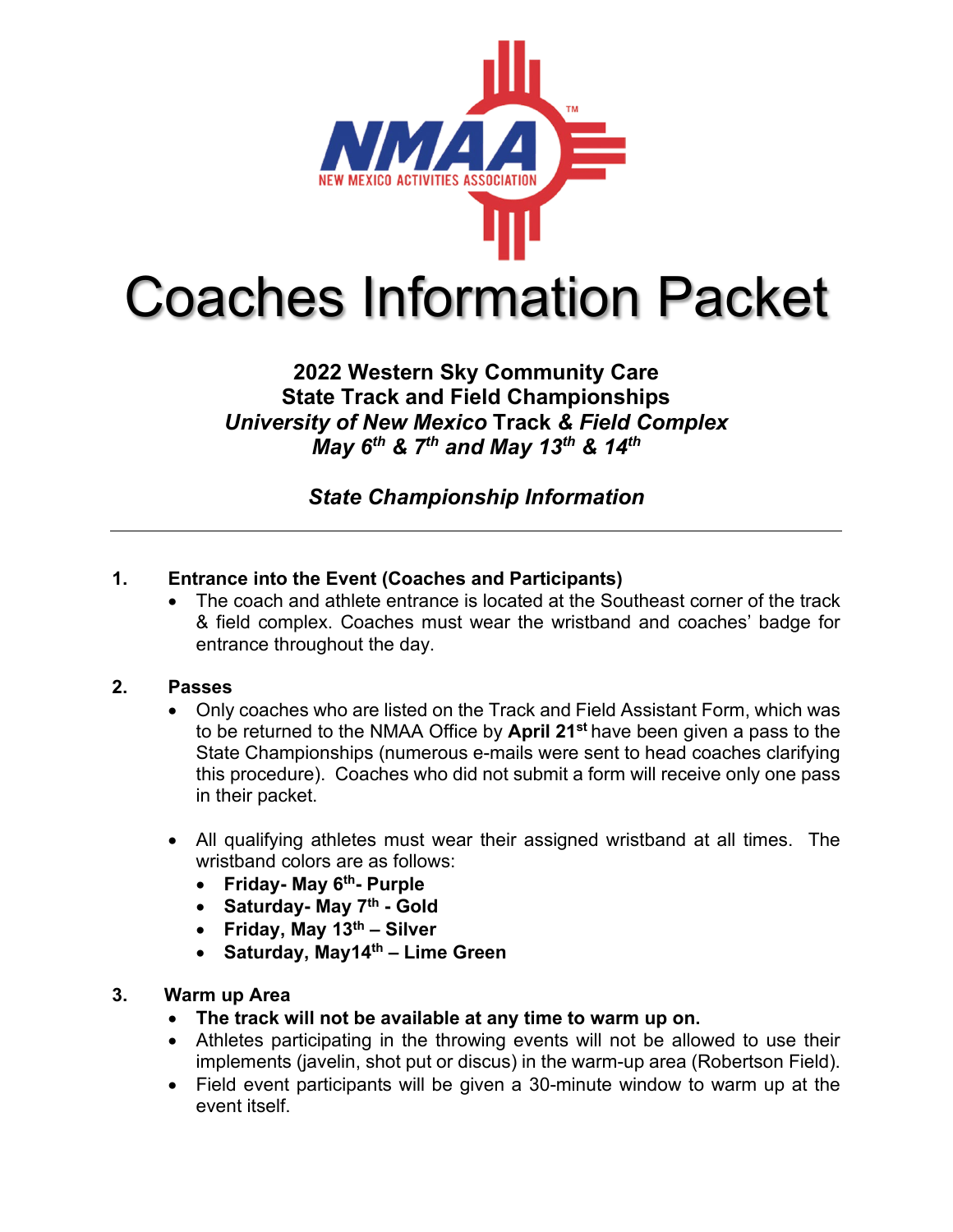NMAA
NEW MEXICO ACTIVITIES ASSOCIATION

# Coaches Information Packet

**2022 Western Sky Community Care**
**State Track and Field Championships**
***University of New Mexico* Track *& Field Complex***
***May 6th & 7th and May 13th & 14th***

***State Championship Information***

---

1. **Entrance into the Event (Coaches and Participants)**
   - The coach and athlete entrance is located at the Southeast corner of the track & field complex. Coaches must wear the wristband and coaches' badge for entrance throughout the day.

2. **Passes**
   - Only coaches who are listed on the Track and Field Assistant Form, which was to be returned to the NMAA Office by **April 21st** have been given a pass to the State Championships (numerous e-mails were sent to head coaches clarifying this procedure). Coaches who did not submit a form will receive only one pass in their packet.

   - All qualifying athletes must wear their assigned wristband at all times. The wristband colors are as follows:
     - **Friday- May 6th- Purple**
     - **Saturday- May 7th - Gold**
     - **Friday, May 13th – Silver**
     - **Saturday, May14th – Lime Green**

3. **Warm up Area**
   - **The track will not be available at any time to warm up on.**
   - Athletes participating in the throwing events will not be allowed to use their implements (javelin, shot put or discus) in the warm-up area (Robertson Field).
   - Field event participants will be given a 30-minute window to warm up at the event itself.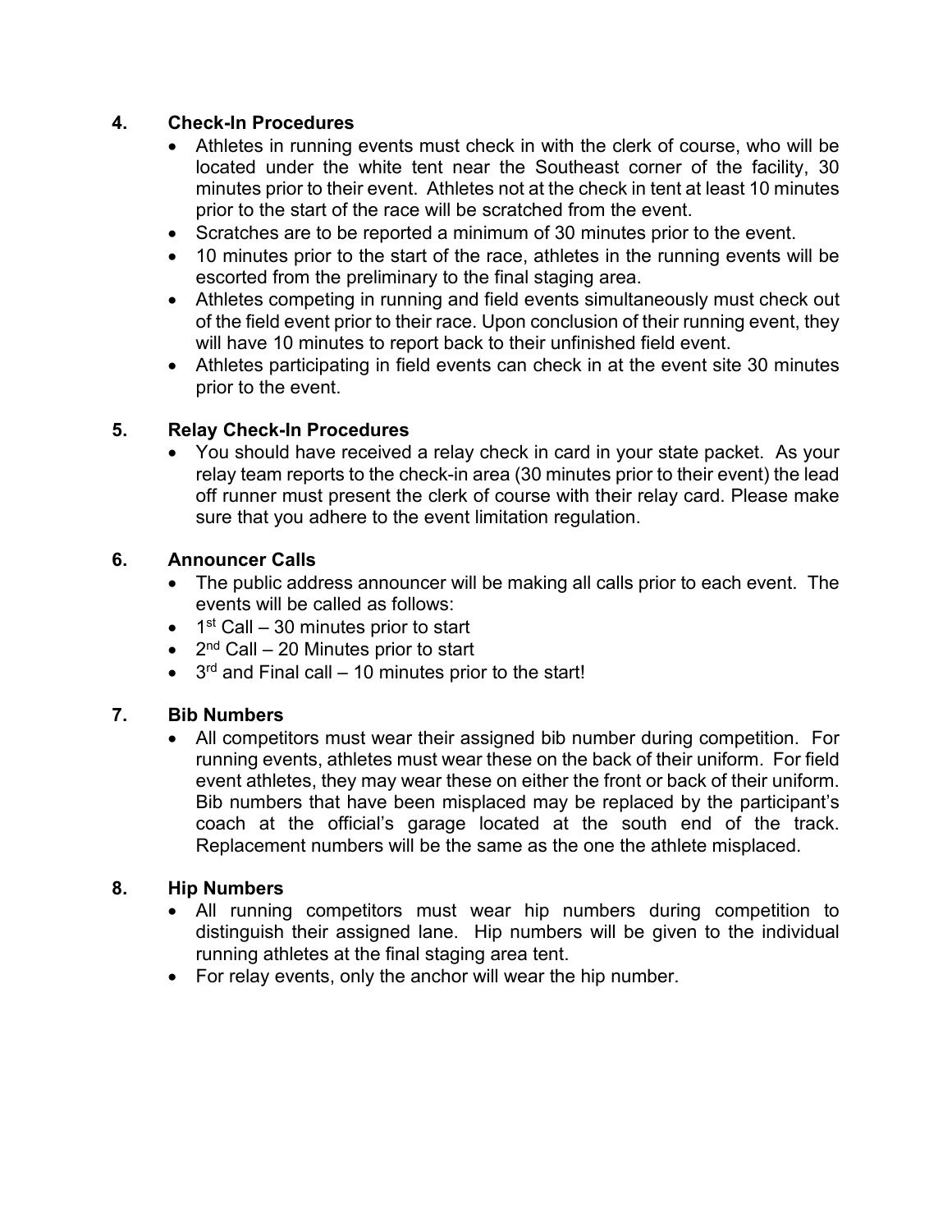## 4. Check-In Procedures

- Athletes in running events must check in with the clerk of course, who will be located under the white tent near the Southeast corner of the facility, 30 minutes prior to their event. Athletes not at the check in tent at least 10 minutes prior to the start of the race will be scratched from the event.
- Scratches are to be reported a minimum of 30 minutes prior to the event.
- 10 minutes prior to the start of the race, athletes in the running events will be escorted from the preliminary to the final staging area.
- Athletes competing in running and field events simultaneously must check out of the field event prior to their race. Upon conclusion of their running event, they will have 10 minutes to report back to their unfinished field event.
- Athletes participating in field events can check in at the event site 30 minutes prior to the event.

## 5. Relay Check-In Procedures

- You should have received a relay check in card in your state packet. As your relay team reports to the check-in area (30 minutes prior to their event) the lead off runner must present the clerk of course with their relay card. Please make sure that you adhere to the event limitation regulation.

## 6. Announcer Calls

- The public address announcer will be making all calls prior to each event. The events will be called as follows:
- 1st Call – 30 minutes prior to start
- 2nd Call – 20 Minutes prior to start
- 3rd and Final call – 10 minutes prior to the start!

## 7. Bib Numbers

- All competitors must wear their assigned bib number during competition. For running events, athletes must wear these on the back of their uniform. For field event athletes, they may wear these on either the front or back of their uniform. Bib numbers that have been misplaced may be replaced by the participant's coach at the official's garage located at the south end of the track. Replacement numbers will be the same as the one the athlete misplaced.

## 8. Hip Numbers

- All running competitors must wear hip numbers during competition to distinguish their assigned lane. Hip numbers will be given to the individual running athletes at the final staging area tent.
- For relay events, only the anchor will wear the hip number.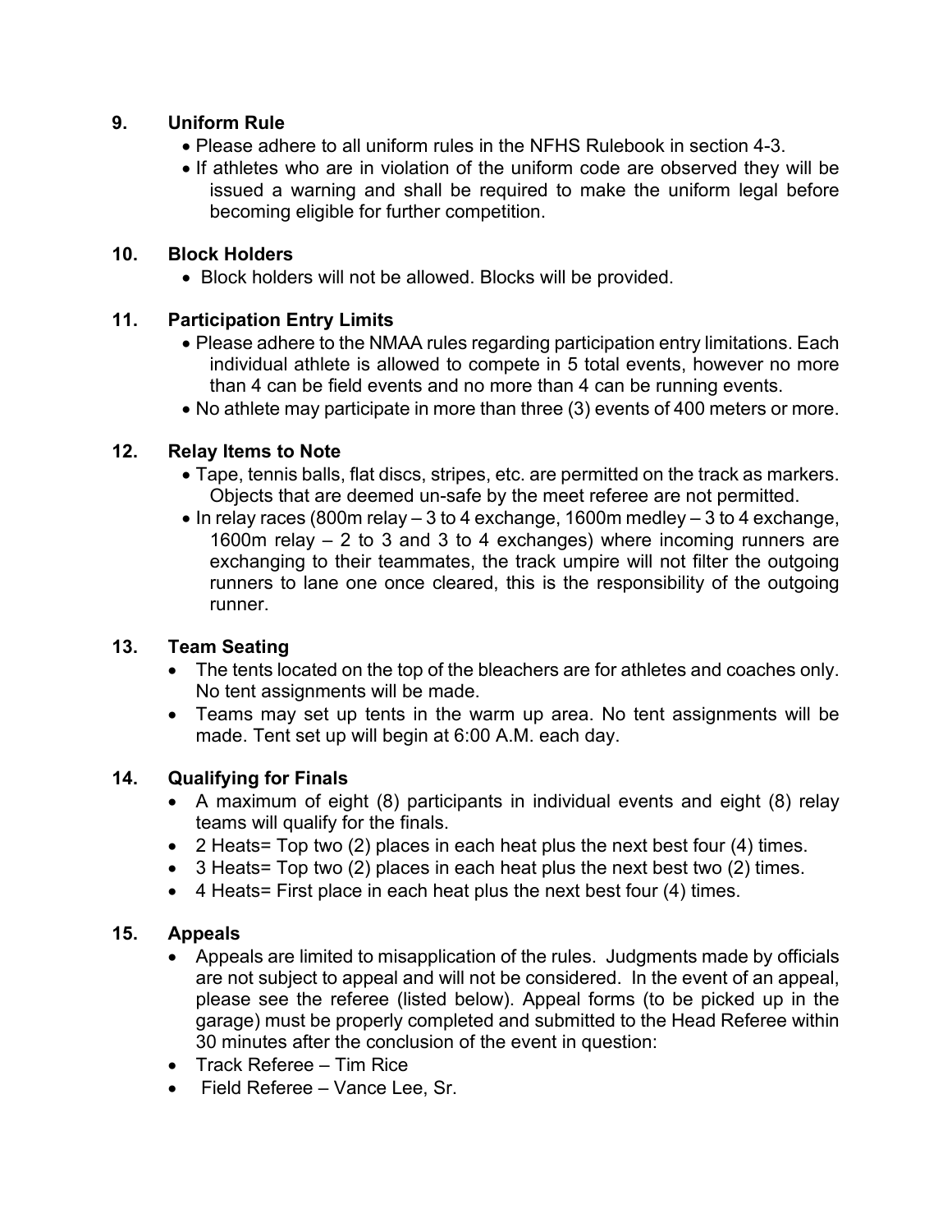## 9. Uniform Rule

- Please adhere to all uniform rules in the NFHS Rulebook in section 4-3.
- If athletes who are in violation of the uniform code are observed they will be issued a warning and shall be required to make the uniform legal before becoming eligible for further competition.

## 10. Block Holders

- Block holders will not be allowed. Blocks will be provided.

## 11. Participation Entry Limits

- Please adhere to the NMAA rules regarding participation entry limitations. Each individual athlete is allowed to compete in 5 total events, however no more than 4 can be field events and no more than 4 can be running events.
- No athlete may participate in more than three (3) events of 400 meters or more.

## 12. Relay Items to Note

- Tape, tennis balls, flat discs, stripes, etc. are permitted on the track as markers. Objects that are deemed un-safe by the meet referee are not permitted.
- In relay races (800m relay – 3 to 4 exchange, 1600m medley – 3 to 4 exchange, 1600m relay – 2 to 3 and 3 to 4 exchanges) where incoming runners are exchanging to their teammates, the track umpire will not filter the outgoing runners to lane one once cleared, this is the responsibility of the outgoing runner.

## 13. Team Seating

- The tents located on the top of the bleachers are for athletes and coaches only. No tent assignments will be made.
- Teams may set up tents in the warm up area. No tent assignments will be made. Tent set up will begin at 6:00 A.M. each day.

## 14. Qualifying for Finals

- A maximum of eight (8) participants in individual events and eight (8) relay teams will qualify for the finals.
- 2 Heats= Top two (2) places in each heat plus the next best four (4) times.
- 3 Heats= Top two (2) places in each heat plus the next best two (2) times.
- 4 Heats= First place in each heat plus the next best four (4) times.

## 15. Appeals

- Appeals are limited to misapplication of the rules. Judgments made by officials are not subject to appeal and will not be considered. In the event of an appeal, please see the referee (listed below). Appeal forms (to be picked up in the garage) must be properly completed and submitted to the Head Referee within 30 minutes after the conclusion of the event in question:
- Track Referee – Tim Rice
- Field Referee – Vance Lee, Sr.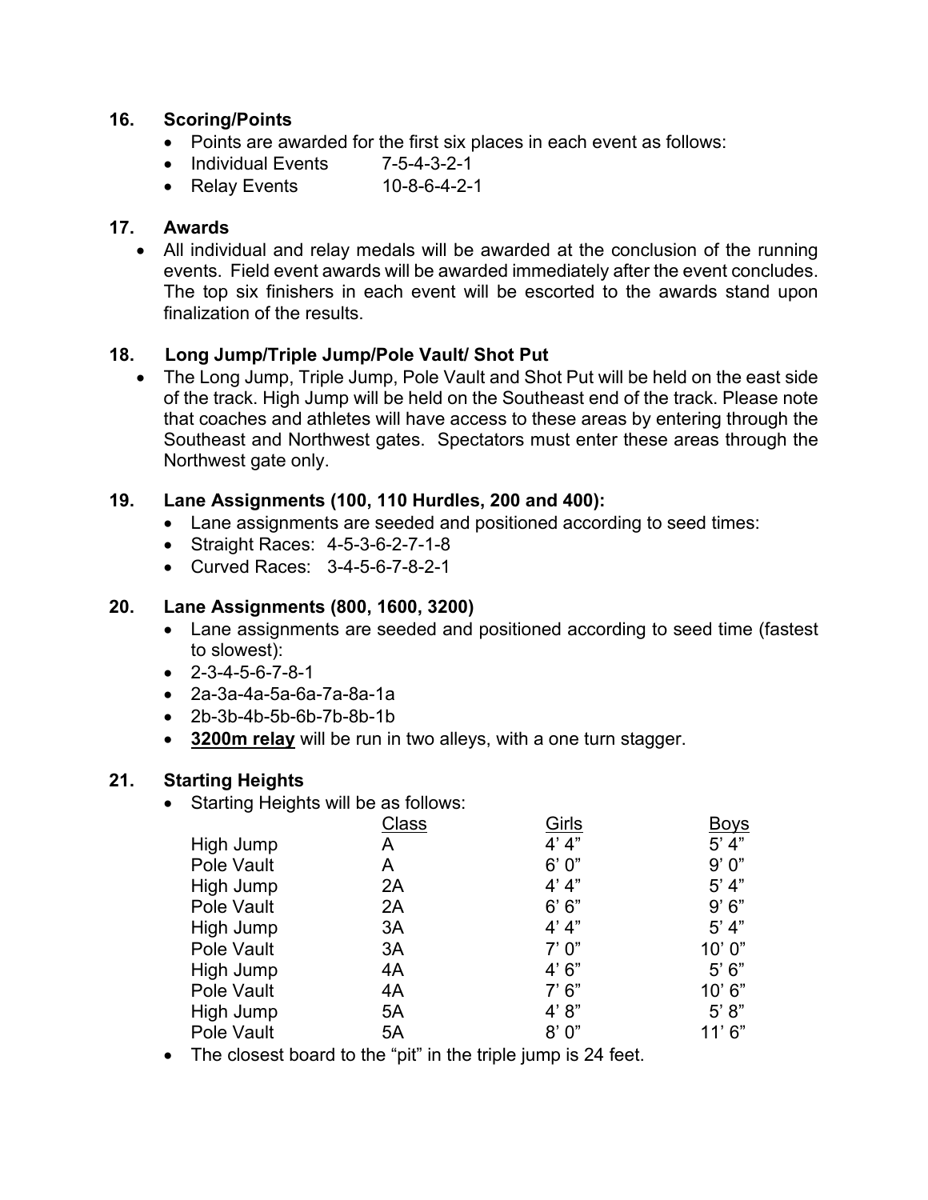## 16. Scoring/Points

- Points are awarded for the first six places in each event as follows:
- Individual Events 7-5-4-3-2-1
- Relay Events 10-8-6-4-2-1

## 17. Awards

- All individual and relay medals will be awarded at the conclusion of the running events. Field event awards will be awarded immediately after the event concludes. The top six finishers in each event will be escorted to the awards stand upon finalization of the results.

## 18. Long Jump/Triple Jump/Pole Vault/ Shot Put

- The Long Jump, Triple Jump, Pole Vault and Shot Put will be held on the east side of the track. High Jump will be held on the Southeast end of the track. Please note that coaches and athletes will have access to these areas by entering through the Southeast and Northwest gates. Spectators must enter these areas through the Northwest gate only.

## 19. Lane Assignments (100, 110 Hurdles, 200 and 400):

- Lane assignments are seeded and positioned according to seed times:
- Straight Races: 4-5-3-6-2-7-1-8
- Curved Races: 3-4-5-6-7-8-2-1

## 20. Lane Assignments (800, 1600, 3200)

- Lane assignments are seeded and positioned according to seed time (fastest to slowest):
- 2-3-4-5-6-7-8-1
- 2a-3a-4a-5a-6a-7a-8a-1a
- 2b-3b-4b-5b-6b-7b-8b-1b
- **3200m relay** will be run in two alleys, with a one turn stagger.

## 21. Starting Heights

- Starting Heights will be as follows:

| | Class | Girls | Boys |
|---|---|---|---|
| High Jump | A | 4' 4" | 5' 4" |
| Pole Vault | A | 6' 0" | 9' 0" |
| High Jump | 2A | 4' 4" | 5' 4" |
| Pole Vault | 2A | 6' 6" | 9' 6" |
| High Jump | 3A | 4' 4" | 5' 4" |
| Pole Vault | 3A | 7' 0" | 10' 0" |
| High Jump | 4A | 4' 6" | 5' 6" |
| Pole Vault | 4A | 7' 6" | 10' 6" |
| High Jump | 5A | 4' 8" | 5' 8" |
| Pole Vault | 5A | 8' 0" | 11' 6" |

- The closest board to the "pit" in the triple jump is 24 feet.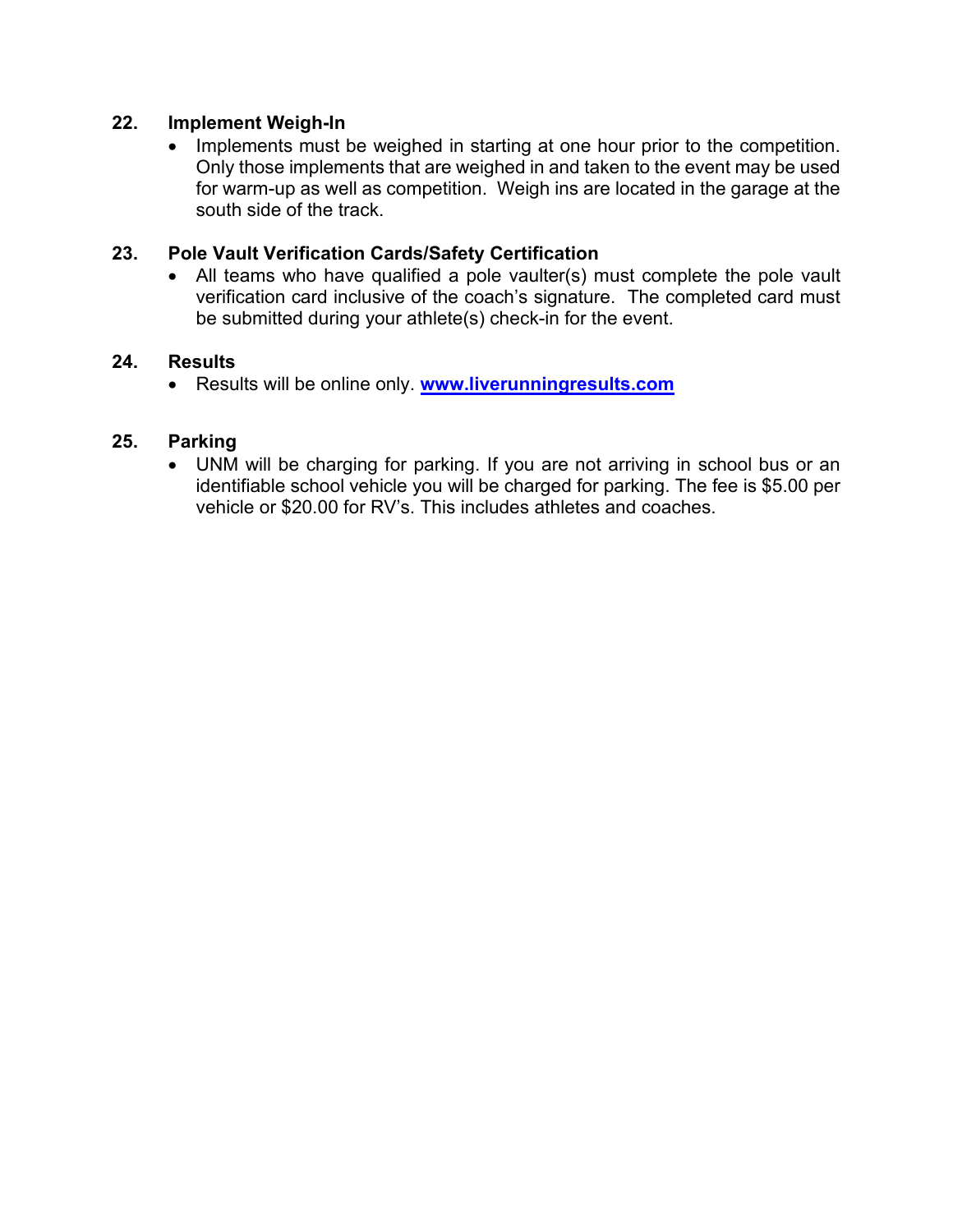**22. Implement Weigh-In**

- Implements must be weighed in starting at one hour prior to the competition. Only those implements that are weighed in and taken to the event may be used for warm-up as well as competition. Weigh ins are located in the garage at the south side of the track.

**23. Pole Vault Verification Cards/Safety Certification**

- All teams who have qualified a pole vaulter(s) must complete the pole vault verification card inclusive of the coach's signature. The completed card must be submitted during your athlete(s) check-in for the event.

**24. Results**

- Results will be online only. **www.liverunningresults.com**

**25. Parking**

- UNM will be charging for parking. If you are not arriving in school bus or an identifiable school vehicle you will be charged for parking. The fee is $5.00 per vehicle or $20.00 for RV's. This includes athletes and coaches.